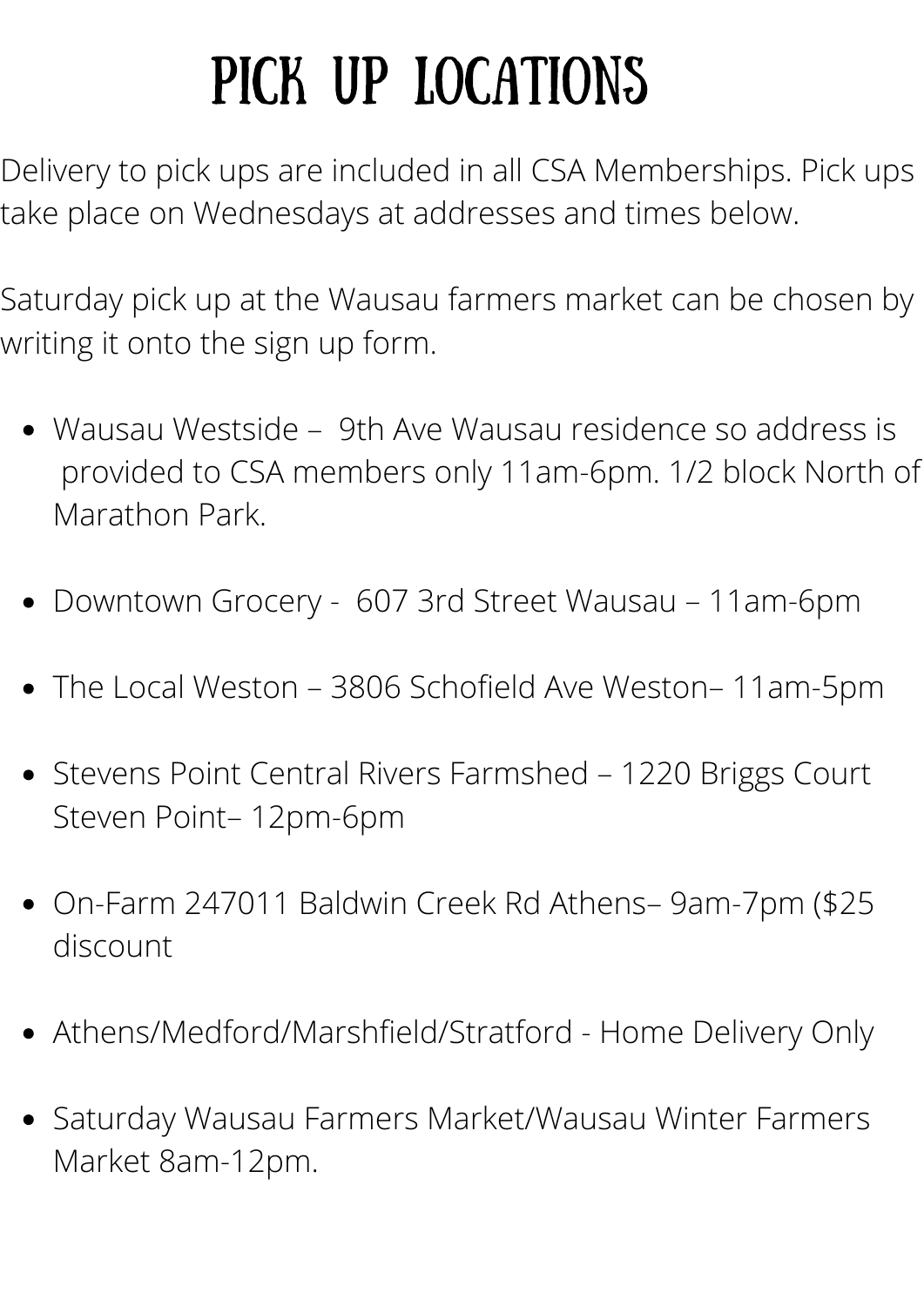# PICK UP LOCATIONS

Delivery to pick ups are included in all CSA Memberships. Pick ups take place on Wednesdays at addresses and times below.

Saturday pick up at the Wausau farmers market can be chosen by writing it onto the sign up form.

- Wausau Westside – 9th Ave Wausau residence so address is provided to CSA members only 11am-6pm. 1/2 block North of Marathon Park.
- Downtown Grocery - 607 3rd Street Wausau – 11am-6pm
- The Local Weston – 3806 Schofield Ave Weston– 11am-5pm
- Stevens Point Central Rivers Farmshed – 1220 Briggs Court Steven Point– 12pm-6pm
- On-Farm 247011 Baldwin Creek Rd Athens– 9am-7pm ($25 discount
- Athens/Medford/Marshfield/Stratford - Home Delivery Only
- Saturday Wausau Farmers Market/Wausau Winter Farmers Market 8am-12pm.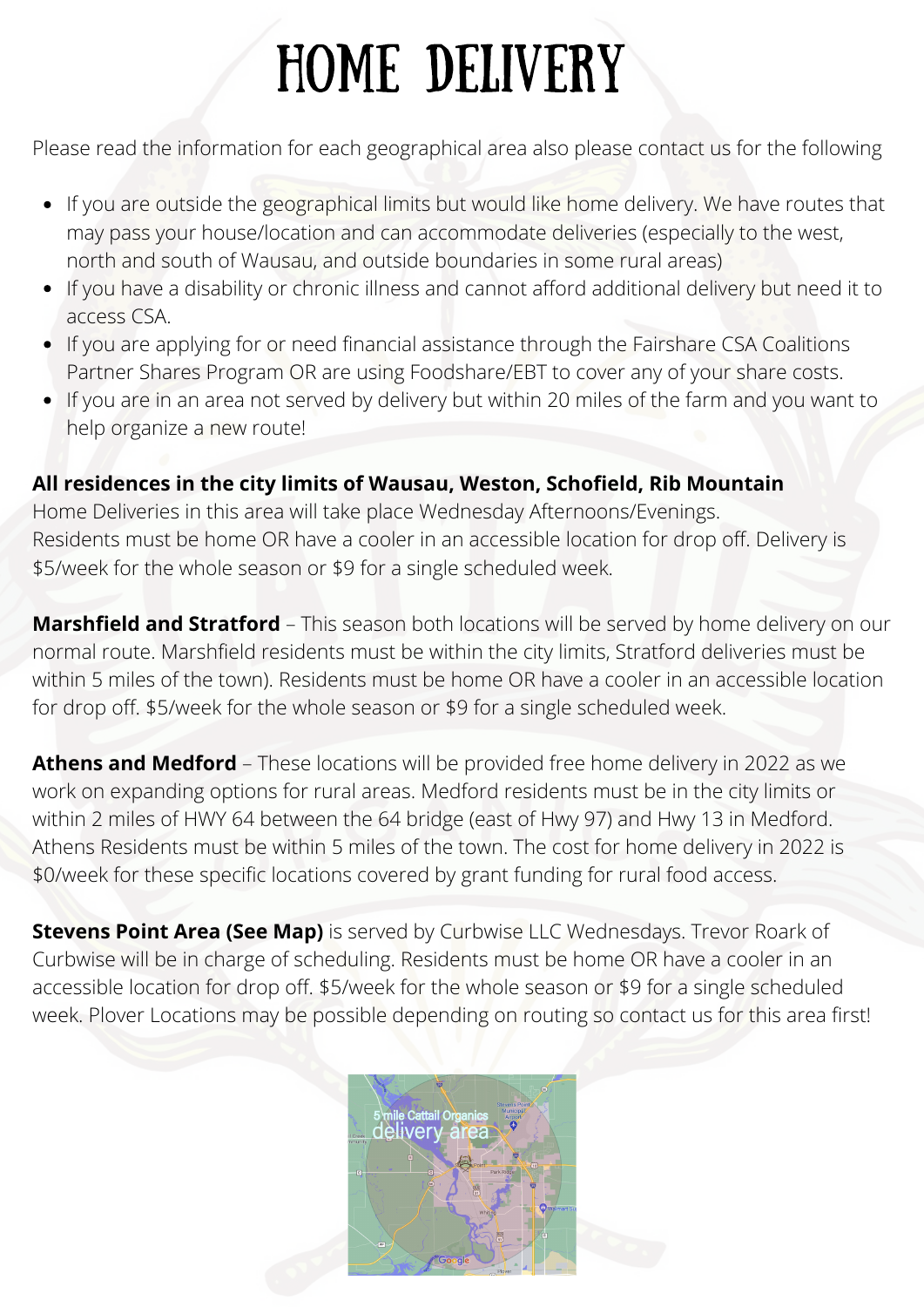# HOME DELIVERY

Please read the information for each geographical area also please contact us for the following

- If you are outside the geographical limits but would like home delivery. We have routes that may pass your house/location and can accommodate deliveries (especially to the west, north and south of Wausau, and outside boundaries in some rural areas)
- If you have a disability or chronic illness and cannot afford additional delivery but need it to access CSA.
- If you are applying for or need financial assistance through the Fairshare CSA Coalitions Partner Shares Program OR are using Foodshare/EBT to cover any of your share costs.
- If you are in an area not served by delivery but within 20 miles of the farm and you want to help organize a new route!

**All residences in the city limits of Wausau, Weston, Schofield, Rib Mountain**
Home Deliveries in this area will take place Wednesday Afternoons/Evenings.
Residents must be home OR have a cooler in an accessible location for drop off. Delivery is $5/week for the whole season or $9 for a single scheduled week.

**Marshfield and Stratford** – This season both locations will be served by home delivery on our normal route. Marshfield residents must be within the city limits, Stratford deliveries must be within 5 miles of the town). Residents must be home OR have a cooler in an accessible location for drop off. $5/week for the whole season or $9 for a single scheduled week.

**Athens and Medford** – These locations will be provided free home delivery in 2022 as we work on expanding options for rural areas. Medford residents must be in the city limits or within 2 miles of HWY 64 between the 64 bridge (east of Hwy 97) and Hwy 13 in Medford. Athens Residents must be within 5 miles of the town. The cost for home delivery in 2022 is $0/week for these specific locations covered by grant funding for rural food access.

**Stevens Point Area (See Map)** is served by Curbwise LLC Wednesdays. Trevor Roark of Curbwise will be in charge of scheduling. Residents must be home OR have a cooler in an accessible location for drop off. $5/week for the whole season or $9 for a single scheduled week. Plover Locations may be possible depending on routing so contact us for this area first!

5 mile Cattail Organics delivery area